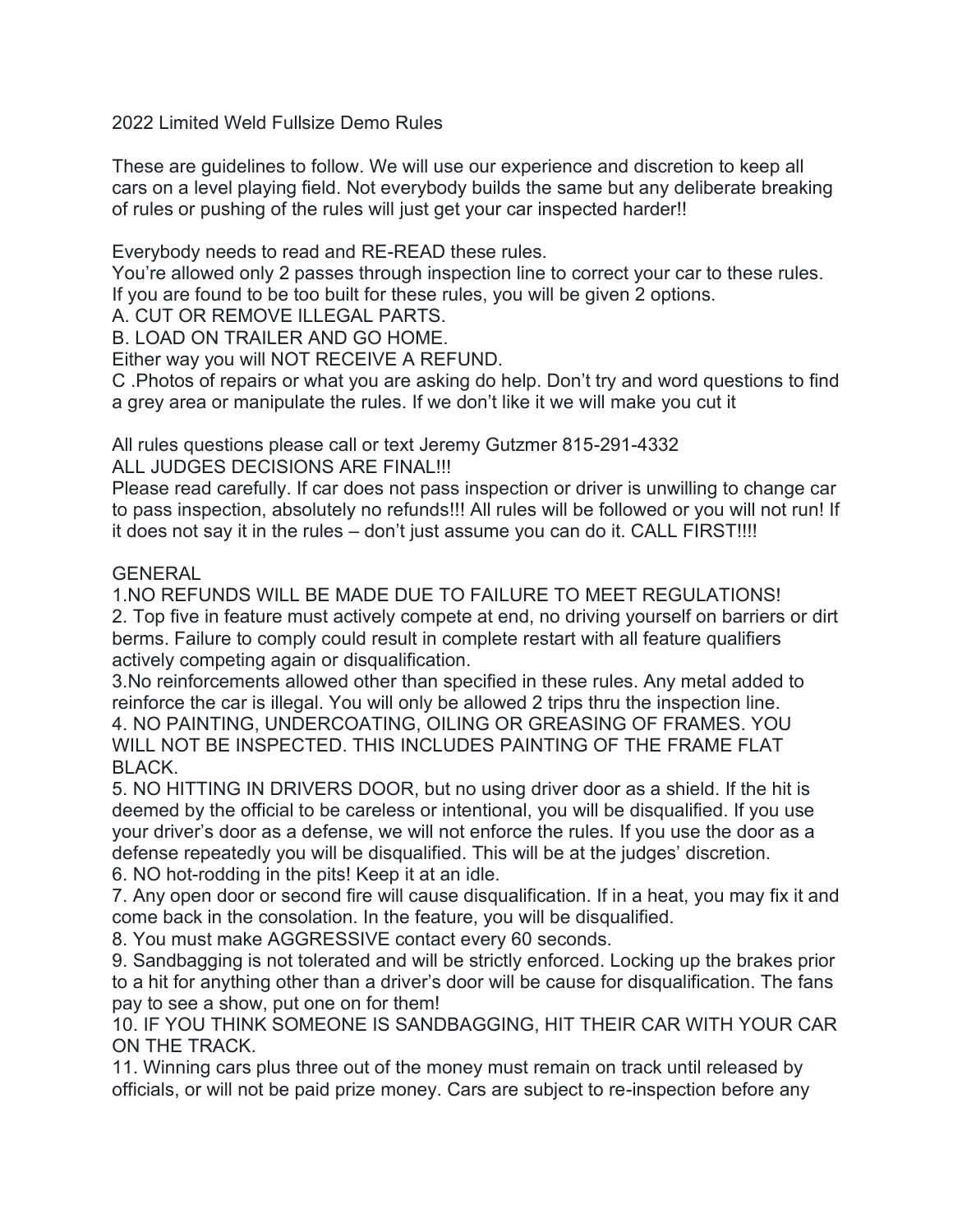# 2022 Limited Weld Fullsize Demo Rules

These are guidelines to follow. We will use our experience and discretion to keep all cars on a level playing field. Not everybody builds the same but any deliberate breaking of rules or pushing of the rules will just get your car inspected harder!!

Everybody needs to read and RE-READ these rules.
You're allowed only 2 passes through inspection line to correct your car to these rules.
If you are found to be too built for these rules, you will be given 2 options.
A. CUT OR REMOVE ILLEGAL PARTS.
B. LOAD ON TRAILER AND GO HOME.
Either way you will NOT RECEIVE A REFUND.
C .Photos of repairs or what you are asking do help. Don't try and word questions to find a grey area or manipulate the rules. If we don't like it we will make you cut it

All rules questions please call or text Jeremy Gutzmer 815-291-4332
ALL JUDGES DECISIONS ARE FINAL!!!
Please read carefully. If car does not pass inspection or driver is unwilling to change car to pass inspection, absolutely no refunds!!! All rules will be followed or you will not run! If it does not say it in the rules – don't just assume you can do it. CALL FIRST!!!!

## GENERAL

1.NO REFUNDS WILL BE MADE DUE TO FAILURE TO MEET REGULATIONS!
2. Top five in feature must actively compete at end, no driving yourself on barriers or dirt berms. Failure to comply could result in complete restart with all feature qualifiers actively competing again or disqualification.
3.No reinforcements allowed other than specified in these rules. Any metal added to reinforce the car is illegal. You will only be allowed 2 trips thru the inspection line.
4. NO PAINTING, UNDERCOATING, OILING OR GREASING OF FRAMES. YOU WILL NOT BE INSPECTED. THIS INCLUDES PAINTING OF THE FRAME FLAT BLACK.
5. NO HITTING IN DRIVERS DOOR, but no using driver door as a shield. If the hit is deemed by the official to be careless or intentional, you will be disqualified. If you use your driver's door as a defense, we will not enforce the rules. If you use the door as a defense repeatedly you will be disqualified. This will be at the judges' discretion.
6. NO hot-rodding in the pits! Keep it at an idle.
7. Any open door or second fire will cause disqualification. If in a heat, you may fix it and come back in the consolation. In the feature, you will be disqualified.
8. You must make AGGRESSIVE contact every 60 seconds.
9. Sandbagging is not tolerated and will be strictly enforced. Locking up the brakes prior to a hit for anything other than a driver's door will be cause for disqualification. The fans pay to see a show, put one on for them!
10. IF YOU THINK SOMEONE IS SANDBAGGING, HIT THEIR CAR WITH YOUR CAR ON THE TRACK.
11. Winning cars plus three out of the money must remain on track until released by officials, or will not be paid prize money. Cars are subject to re-inspection before any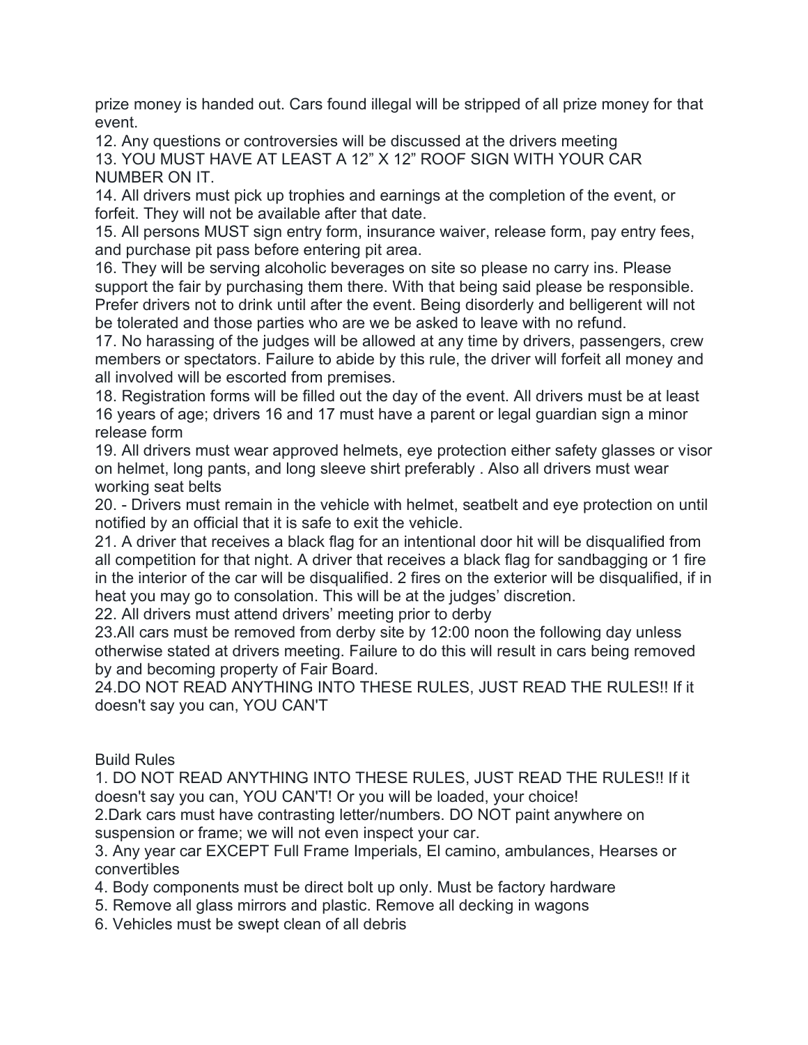prize money is handed out. Cars found illegal will be stripped of all prize money for that event.

12. Any questions or controversies will be discussed at the drivers meeting
13. YOU MUST HAVE AT LEAST A 12" X 12" ROOF SIGN WITH YOUR CAR NUMBER ON IT.
14. All drivers must pick up trophies and earnings at the completion of the event, or forfeit. They will not be available after that date.
15. All persons MUST sign entry form, insurance waiver, release form, pay entry fees, and purchase pit pass before entering pit area.
16. They will be serving alcoholic beverages on site so please no carry ins. Please support the fair by purchasing them there. With that being said please be responsible. Prefer drivers not to drink until after the event. Being disorderly and belligerent will not be tolerated and those parties who are we be asked to leave with no refund.
17. No harassing of the judges will be allowed at any time by drivers, passengers, crew members or spectators. Failure to abide by this rule, the driver will forfeit all money and all involved will be escorted from premises.
18. Registration forms will be filled out the day of the event. All drivers must be at least 16 years of age; drivers 16 and 17 must have a parent or legal guardian sign a minor release form
19. All drivers must wear approved helmets, eye protection either safety glasses or visor on helmet, long pants, and long sleeve shirt preferably . Also all drivers must wear working seat belts
20. - Drivers must remain in the vehicle with helmet, seatbelt and eye protection on until notified by an official that it is safe to exit the vehicle.
21. A driver that receives a black flag for an intentional door hit will be disqualified from all competition for that night. A driver that receives a black flag for sandbagging or 1 fire in the interior of the car will be disqualified. 2 fires on the exterior will be disqualified, if in heat you may go to consolation. This will be at the judges' discretion.
22. All drivers must attend drivers' meeting prior to derby
23.All cars must be removed from derby site by 12:00 noon the following day unless otherwise stated at drivers meeting. Failure to do this will result in cars being removed by and becoming property of Fair Board.
24.DO NOT READ ANYTHING INTO THESE RULES, JUST READ THE RULES!! If it doesn't say you can, YOU CAN'T

## Build Rules

1. DO NOT READ ANYTHING INTO THESE RULES, JUST READ THE RULES!! If it doesn't say you can, YOU CAN'T! Or you will be loaded, your choice!
2.Dark cars must have contrasting letter/numbers. DO NOT paint anywhere on suspension or frame; we will not even inspect your car.
3. Any year car EXCEPT Full Frame Imperials, El camino, ambulances, Hearses or convertibles
4. Body components must be direct bolt up only. Must be factory hardware
5. Remove all glass mirrors and plastic. Remove all decking in wagons
6. Vehicles must be swept clean of all debris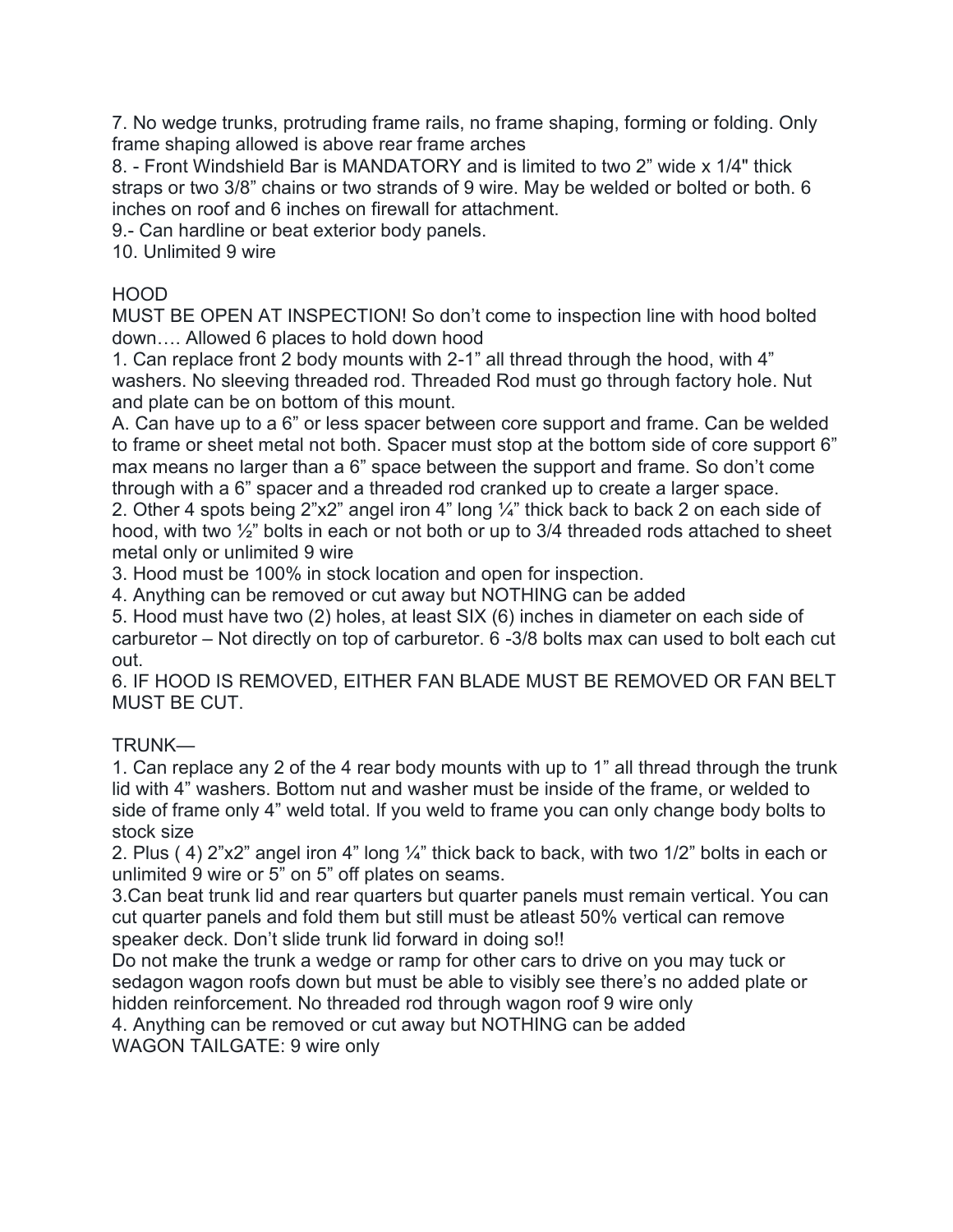7. No wedge trunks, protruding frame rails, no frame shaping, forming or folding. Only frame shaping allowed is above rear frame arches

8. - Front Windshield Bar is MANDATORY and is limited to two 2" wide x 1/4" thick straps or two 3/8" chains or two strands of 9 wire. May be welded or bolted or both. 6 inches on roof and 6 inches on firewall for attachment.

9.- Can hardline or beat exterior body panels.

10. Unlimited 9 wire

HOOD

MUST BE OPEN AT INSPECTION! So don't come to inspection line with hood bolted down…. Allowed 6 places to hold down hood

1. Can replace front 2 body mounts with 2-1" all thread through the hood, with 4" washers. No sleeving threaded rod. Threaded Rod must go through factory hole. Nut and plate can be on bottom of this mount.

A. Can have up to a 6" or less spacer between core support and frame. Can be welded to frame or sheet metal not both. Spacer must stop at the bottom side of core support 6" max means no larger than a 6" space between the support and frame. So don't come through with a 6" spacer and a threaded rod cranked up to create a larger space.

2. Other 4 spots being 2"x2" angel iron 4" long ¼" thick back to back 2 on each side of hood, with two ½" bolts in each or not both or up to 3/4 threaded rods attached to sheet metal only or unlimited 9 wire

3. Hood must be 100% in stock location and open for inspection.

4. Anything can be removed or cut away but NOTHING can be added

5. Hood must have two (2) holes, at least SIX (6) inches in diameter on each side of carburetor – Not directly on top of carburetor. 6 -3/8 bolts max can used to bolt each cut out.

6. IF HOOD IS REMOVED, EITHER FAN BLADE MUST BE REMOVED OR FAN BELT MUST BE CUT.

TRUNK—

1. Can replace any 2 of the 4 rear body mounts with up to 1" all thread through the trunk lid with 4" washers. Bottom nut and washer must be inside of the frame, or welded to side of frame only 4" weld total. If you weld to frame you can only change body bolts to stock size

2. Plus ( 4) 2"x2" angel iron 4" long ¼" thick back to back, with two 1/2" bolts in each or unlimited 9 wire or 5" on 5" off plates on seams.

3.Can beat trunk lid and rear quarters but quarter panels must remain vertical. You can cut quarter panels and fold them but still must be atleast 50% vertical can remove speaker deck. Don't slide trunk lid forward in doing so!!

Do not make the trunk a wedge or ramp for other cars to drive on you may tuck or sedagon wagon roofs down but must be able to visibly see there's no added plate or hidden reinforcement. No threaded rod through wagon roof 9 wire only

4. Anything can be removed or cut away but NOTHING can be added

WAGON TAILGATE: 9 wire only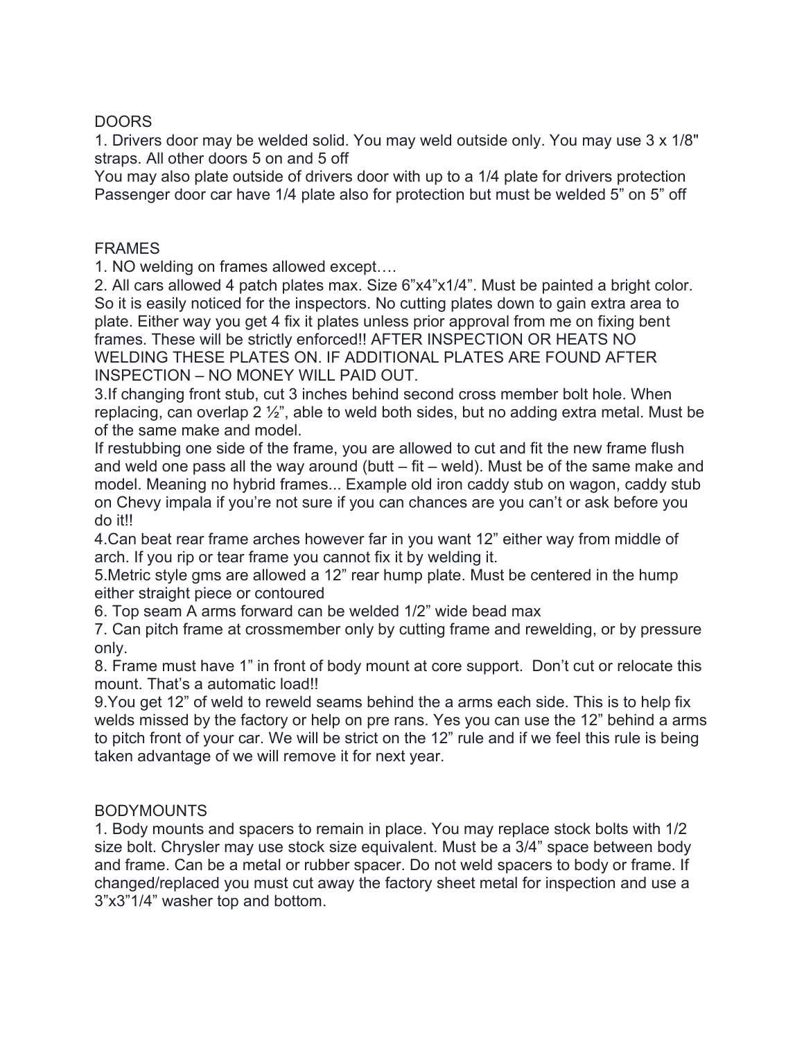## DOORS

1. Drivers door may be welded solid. You may weld outside only. You may use 3 x 1/8" straps. All other doors 5 on and 5 off

You may also plate outside of drivers door with up to a 1/4 plate for drivers protection
Passenger door car have 1/4 plate also for protection but must be welded 5" on 5" off

## FRAMES

1. NO welding on frames allowed except….
2. All cars allowed 4 patch plates max. Size 6"x4"x1/4". Must be painted a bright color. So it is easily noticed for the inspectors. No cutting plates down to gain extra area to plate. Either way you get 4 fix it plates unless prior approval from me on fixing bent frames. These will be strictly enforced!! AFTER INSPECTION OR HEATS NO WELDING THESE PLATES ON. IF ADDITIONAL PLATES ARE FOUND AFTER INSPECTION – NO MONEY WILL PAID OUT.
3. If changing front stub, cut 3 inches behind second cross member bolt hole. When replacing, can overlap 2 ½", able to weld both sides, but no adding extra metal. Must be of the same make and model.

   If restubbing one side of the frame, you are allowed to cut and fit the new frame flush and weld one pass all the way around (butt – fit – weld). Must be of the same make and model. Meaning no hybrid frames... Example old iron caddy stub on wagon, caddy stub on Chevy impala if you're not sure if you can chances are you can't or ask before you do it!!
4. Can beat rear frame arches however far in you want 12" either way from middle of arch. If you rip or tear frame you cannot fix it by welding it.
5. Metric style gms are allowed a 12" rear hump plate. Must be centered in the hump either straight piece or contoured
6. Top seam A arms forward can be welded 1/2" wide bead max
7. Can pitch frame at crossmember only by cutting frame and rewelding, or by pressure only.
8. Frame must have 1" in front of body mount at core support. Don't cut or relocate this mount. That's a automatic load!!
9. You get 12" of weld to reweld seams behind the a arms each side. This is to help fix welds missed by the factory or help on pre rans. Yes you can use the 12" behind a arms to pitch front of your car. We will be strict on the 12" rule and if we feel this rule is being taken advantage of we will remove it for next year.

## BODYMOUNTS

1. Body mounts and spacers to remain in place. You may replace stock bolts with 1/2 size bolt. Chrysler may use stock size equivalent. Must be a 3/4" space between body and frame. Can be a metal or rubber spacer. Do not weld spacers to body or frame. If changed/replaced you must cut away the factory sheet metal for inspection and use a 3"x3"1/4" washer top and bottom.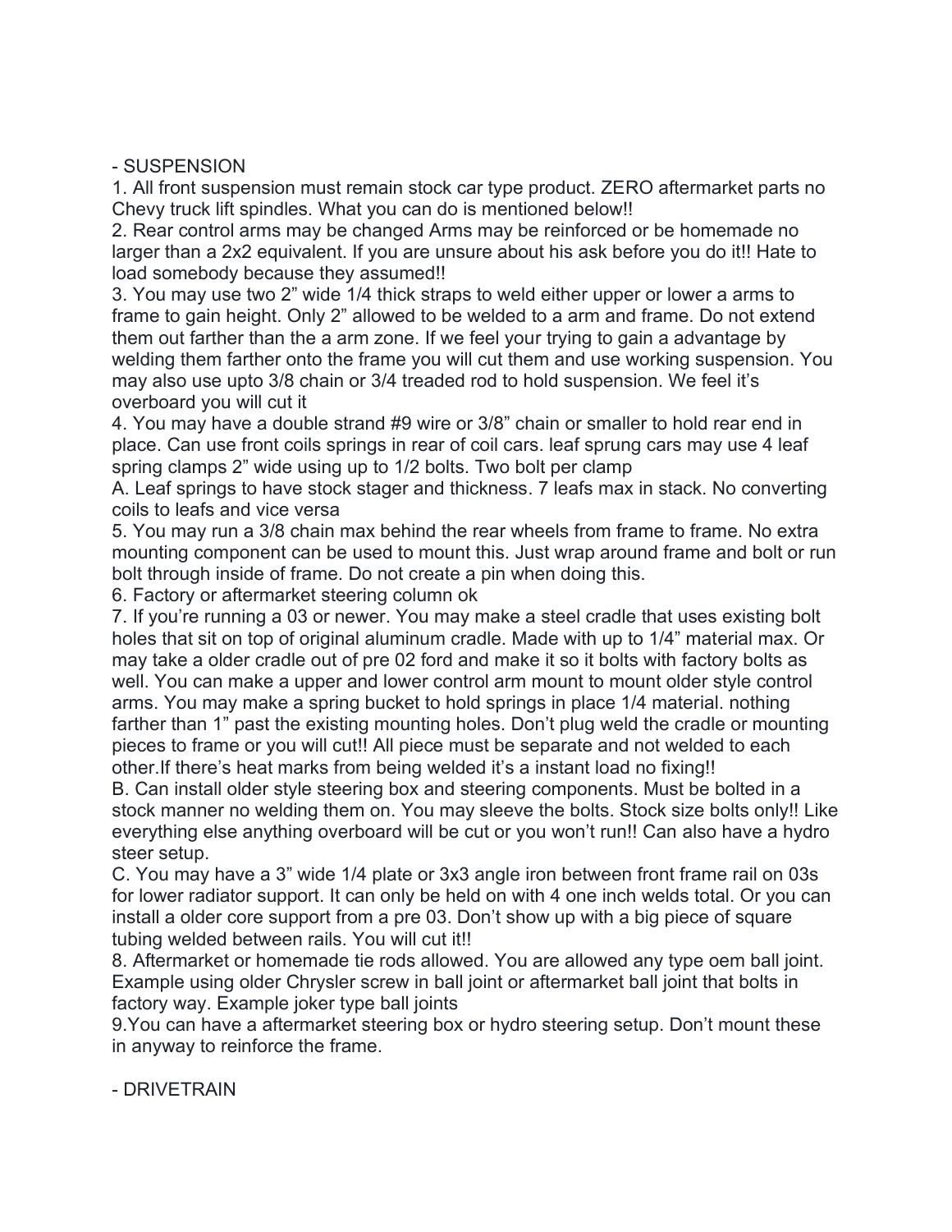- SUSPENSION

1. All front suspension must remain stock car type product. ZERO aftermarket parts no Chevy truck lift spindles. What you can do is mentioned below!!
2. Rear control arms may be changed Arms may be reinforced or be homemade no larger than a 2x2 equivalent. If you are unsure about his ask before you do it!! Hate to load somebody because they assumed!!
3. You may use two 2" wide 1/4 thick straps to weld either upper or lower a arms to frame to gain height. Only 2" allowed to be welded to a arm and frame. Do not extend them out farther than the a arm zone. If we feel your trying to gain a advantage by welding them farther onto the frame you will cut them and use working suspension. You may also use upto 3/8 chain or 3/4 treaded rod to hold suspension. We feel it's overboard you will cut it
4. You may have a double strand #9 wire or 3/8" chain or smaller to hold rear end in place. Can use front coils springs in rear of coil cars. leaf sprung cars may use 4 leaf spring clamps 2" wide using up to 1/2 bolts. Two bolt per clamp

A. Leaf springs to have stock stager and thickness. 7 leafs max in stack. No converting coils to leafs and vice versa

5. You may run a 3/8 chain max behind the rear wheels from frame to frame. No extra mounting component can be used to mount this. Just wrap around frame and bolt or run bolt through inside of frame. Do not create a pin when doing this.
6. Factory or aftermarket steering column ok
7. If you're running a 03 or newer. You may make a steel cradle that uses existing bolt holes that sit on top of original aluminum cradle. Made with up to 1/4" material max. Or may take a older cradle out of pre 02 ford and make it so it bolts with factory bolts as well. You can make a upper and lower control arm mount to mount older style control arms. You may make a spring bucket to hold springs in place 1/4 material. nothing farther than 1" past the existing mounting holes. Don't plug weld the cradle or mounting pieces to frame or you will cut!! All piece must be separate and not welded to each other.If there's heat marks from being welded it's a instant load no fixing!!

B. Can install older style steering box and steering components. Must be bolted in a stock manner no welding them on. You may sleeve the bolts. Stock size bolts only!! Like everything else anything overboard will be cut or you won't run!! Can also have a hydro steer setup.

C. You may have a 3" wide 1/4 plate or 3x3 angle iron between front frame rail on 03s for lower radiator support. It can only be held on with 4 one inch welds total. Or you can install a older core support from a pre 03. Don't show up with a big piece of square tubing welded between rails. You will cut it!!

8. Aftermarket or homemade tie rods allowed. You are allowed any type oem ball joint. Example using older Chrysler screw in ball joint or aftermarket ball joint that bolts in factory way. Example joker type ball joints
9. You can have a aftermarket steering box or hydro steering setup. Don't mount these in anyway to reinforce the frame.

- DRIVETRAIN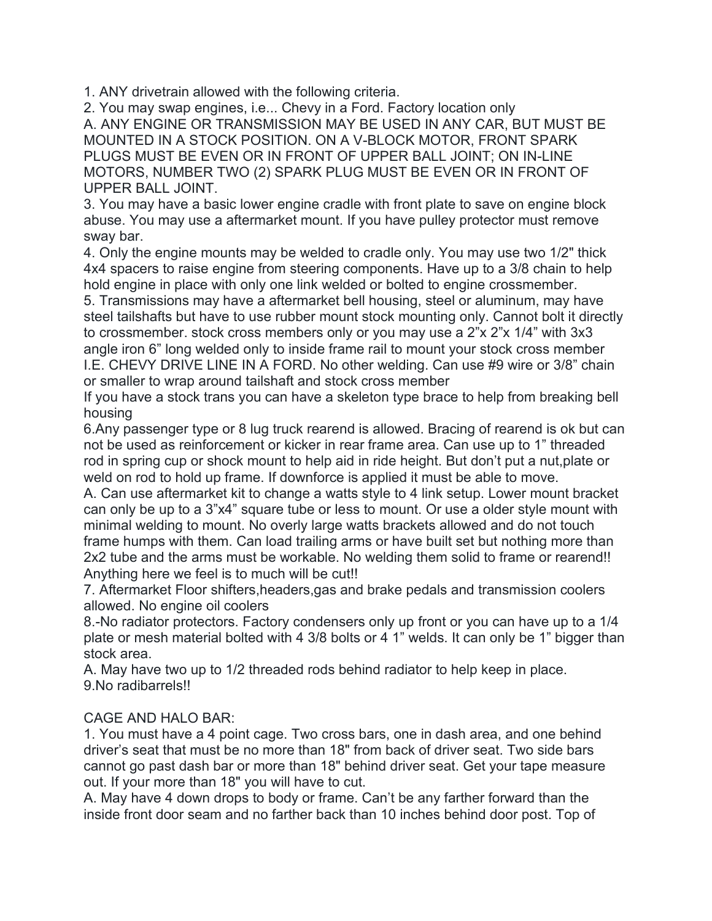1. ANY drivetrain allowed with the following criteria.
2. You may swap engines, i.e... Chevy in a Ford. Factory location only
A. ANY ENGINE OR TRANSMISSION MAY BE USED IN ANY CAR, BUT MUST BE MOUNTED IN A STOCK POSITION. ON A V-BLOCK MOTOR, FRONT SPARK PLUGS MUST BE EVEN OR IN FRONT OF UPPER BALL JOINT; ON IN-LINE MOTORS, NUMBER TWO (2) SPARK PLUG MUST BE EVEN OR IN FRONT OF UPPER BALL JOINT.
3. You may have a basic lower engine cradle with front plate to save on engine block abuse. You may use a aftermarket mount. If you have pulley protector must remove sway bar.
4. Only the engine mounts may be welded to cradle only. You may use two 1/2" thick 4x4 spacers to raise engine from steering components. Have up to a 3/8 chain to help hold engine in place with only one link welded or bolted to engine crossmember.
5. Transmissions may have a aftermarket bell housing, steel or aluminum, may have steel tailshafts but have to use rubber mount stock mounting only. Cannot bolt it directly to crossmember. stock cross members only or you may use a 2"x 2"x 1/4" with 3x3 angle iron 6" long welded only to inside frame rail to mount your stock cross member I.E. CHEVY DRIVE LINE IN A FORD. No other welding. Can use #9 wire or 3/8" chain or smaller to wrap around tailshaft and stock cross member
If you have a stock trans you can have a skeleton type brace to help from breaking bell housing
6.Any passenger type or 8 lug truck rearend is allowed. Bracing of rearend is ok but can not be used as reinforcement or kicker in rear frame area. Can use up to 1" threaded rod in spring cup or shock mount to help aid in ride height. But don't put a nut,plate or weld on rod to hold up frame. If downforce is applied it must be able to move.
A. Can use aftermarket kit to change a watts style to 4 link setup. Lower mount bracket can only be up to a 3"x4" square tube or less to mount. Or use a older style mount with minimal welding to mount. No overly large watts brackets allowed and do not touch frame humps with them. Can load trailing arms or have built set but nothing more than 2x2 tube and the arms must be workable. No welding them solid to frame or rearend!! Anything here we feel is to much will be cut!!
7. Aftermarket Floor shifters,headers,gas and brake pedals and transmission coolers allowed. No engine oil coolers
8.-No radiator protectors. Factory condensers only up front or you can have up to a 1/4 plate or mesh material bolted with 4 3/8 bolts or 4 1" welds. It can only be 1" bigger than stock area.
A. May have two up to 1/2 threaded rods behind radiator to help keep in place.
9.No radibarrels!!

CAGE AND HALO BAR:
1. You must have a 4 point cage. Two cross bars, one in dash area, and one behind driver's seat that must be no more than 18" from back of driver seat. Two side bars cannot go past dash bar or more than 18" behind driver seat. Get your tape measure out. If your more than 18" you will have to cut.
A. May have 4 down drops to body or frame. Can't be any farther forward than the inside front door seam and no farther back than 10 inches behind door post. Top of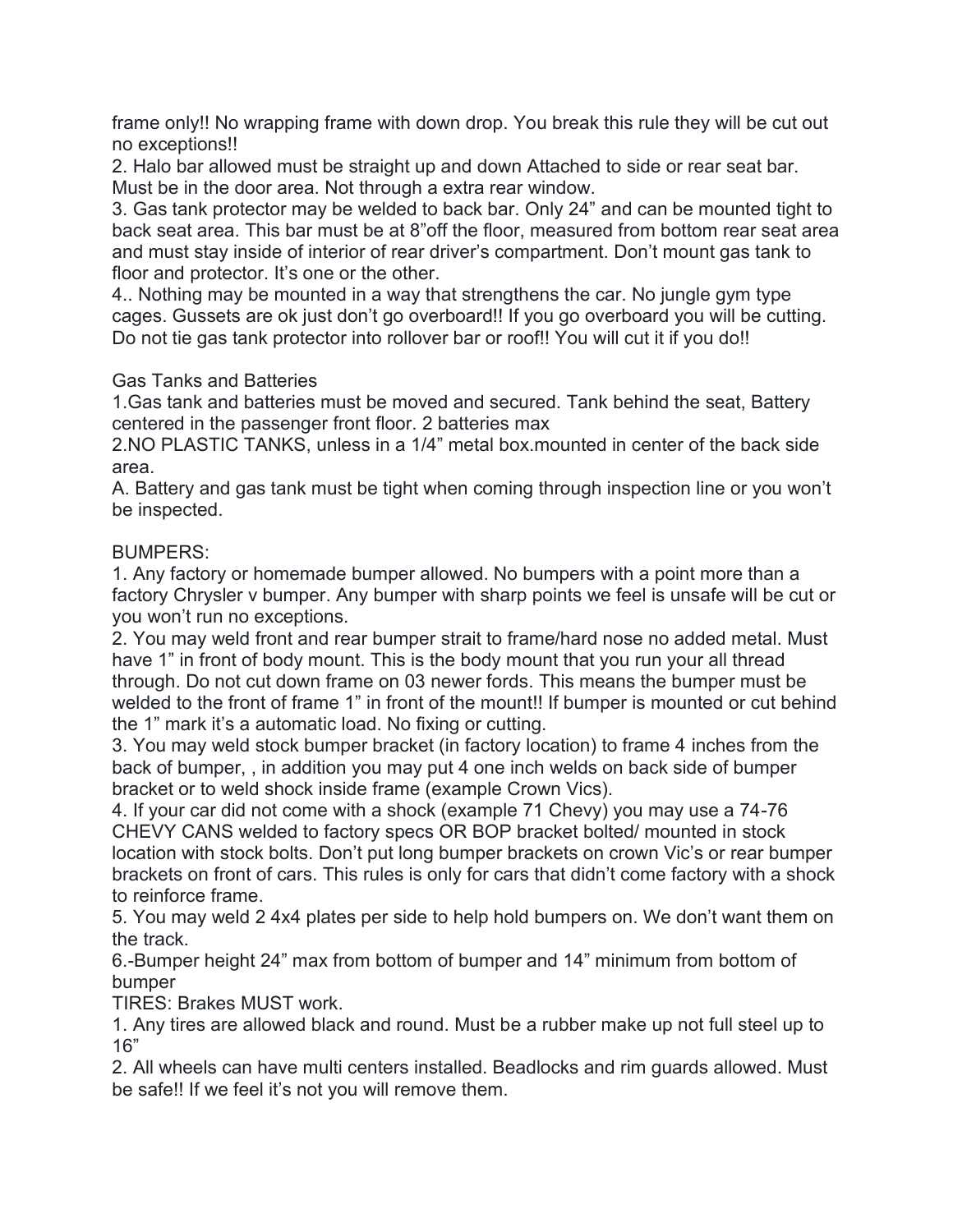frame only!! No wrapping frame with down drop. You break this rule they will be cut out no exceptions!!

2. Halo bar allowed must be straight up and down Attached to side or rear seat bar. Must be in the door area. Not through a extra rear window.

3. Gas tank protector may be welded to back bar. Only 24" and can be mounted tight to back seat area. This bar must be at 8"off the floor, measured from bottom rear seat area and must stay inside of interior of rear driver's compartment. Don't mount gas tank to floor and protector. It's one or the other.

4.. Nothing may be mounted in a way that strengthens the car. No jungle gym type cages. Gussets are ok just don't go overboard!! If you go overboard you will be cutting. Do not tie gas tank protector into rollover bar or roof!! You will cut it if you do!!

Gas Tanks and Batteries

1.Gas tank and batteries must be moved and secured. Tank behind the seat, Battery centered in the passenger front floor. 2 batteries max

2.NO PLASTIC TANKS, unless in a 1/4" metal box.mounted in center of the back side area.

A. Battery and gas tank must be tight when coming through inspection line or you won't be inspected.

BUMPERS:

1. Any factory or homemade bumper allowed. No bumpers with a point more than a factory Chrysler v bumper. Any bumper with sharp points we feel is unsafe will be cut or you won't run no exceptions.

2. You may weld front and rear bumper strait to frame/hard nose no added metal. Must have 1" in front of body mount. This is the body mount that you run your all thread through. Do not cut down frame on 03 newer fords. This means the bumper must be welded to the front of frame 1" in front of the mount!! If bumper is mounted or cut behind the 1" mark it's a automatic load. No fixing or cutting.

3. You may weld stock bumper bracket (in factory location) to frame 4 inches from the back of bumper, , in addition you may put 4 one inch welds on back side of bumper bracket or to weld shock inside frame (example Crown Vics).

4. If your car did not come with a shock (example 71 Chevy) you may use a 74-76 CHEVY CANS welded to factory specs OR BOP bracket bolted/ mounted in stock location with stock bolts. Don't put long bumper brackets on crown Vic's or rear bumper brackets on front of cars. This rules is only for cars that didn't come factory with a shock to reinforce frame.

5. You may weld 2 4x4 plates per side to help hold bumpers on. We don't want them on the track.

6.-Bumper height 24" max from bottom of bumper and 14" minimum from bottom of bumper

TIRES: Brakes MUST work.

1. Any tires are allowed black and round. Must be a rubber make up not full steel up to 16"

2. All wheels can have multi centers installed. Beadlocks and rim guards allowed. Must be safe!! If we feel it's not you will remove them.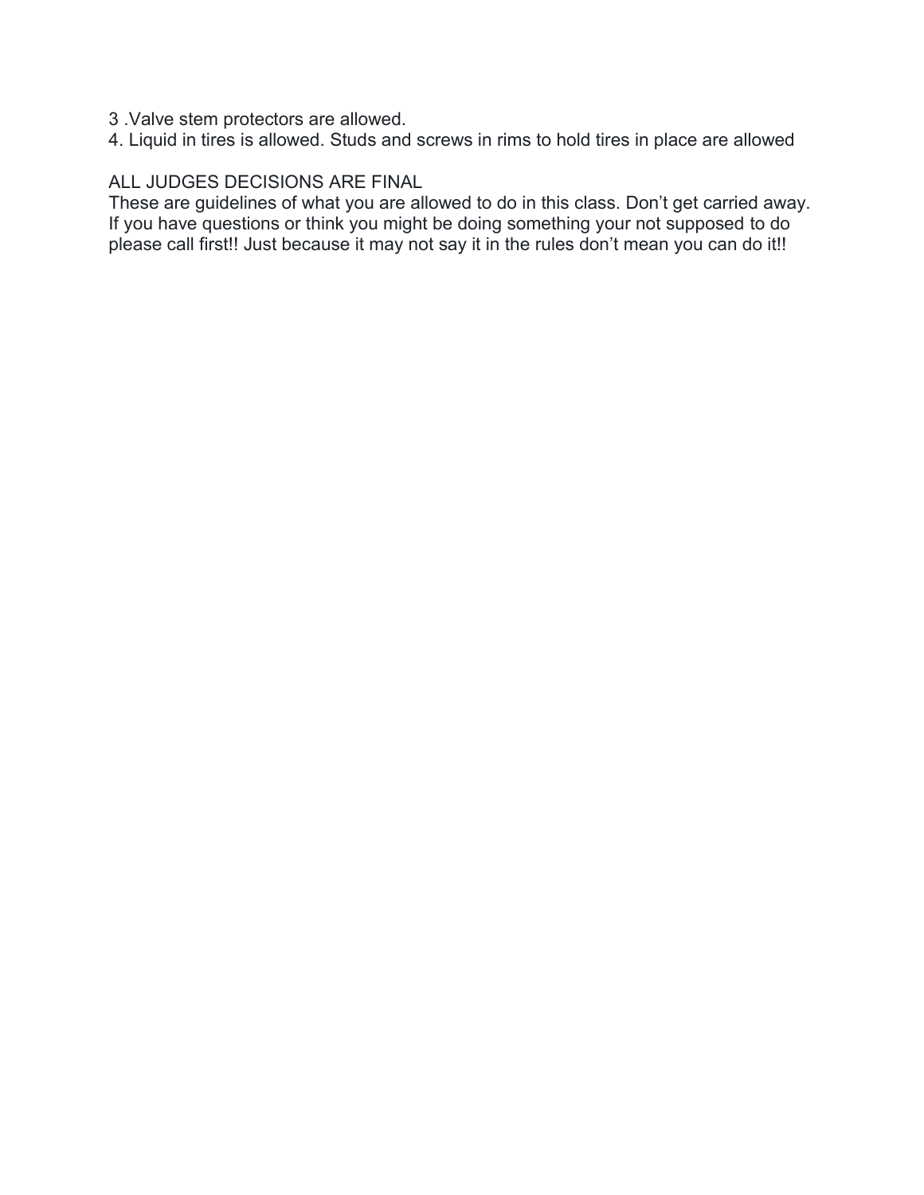3 .Valve stem protectors are allowed.
4. Liquid in tires is allowed. Studs and screws in rims to hold tires in place are allowed

ALL JUDGES DECISIONS ARE FINAL
These are guidelines of what you are allowed to do in this class. Don't get carried away. If you have questions or think you might be doing something your not supposed to do please call first!! Just because it may not say it in the rules don't mean you can do it!!